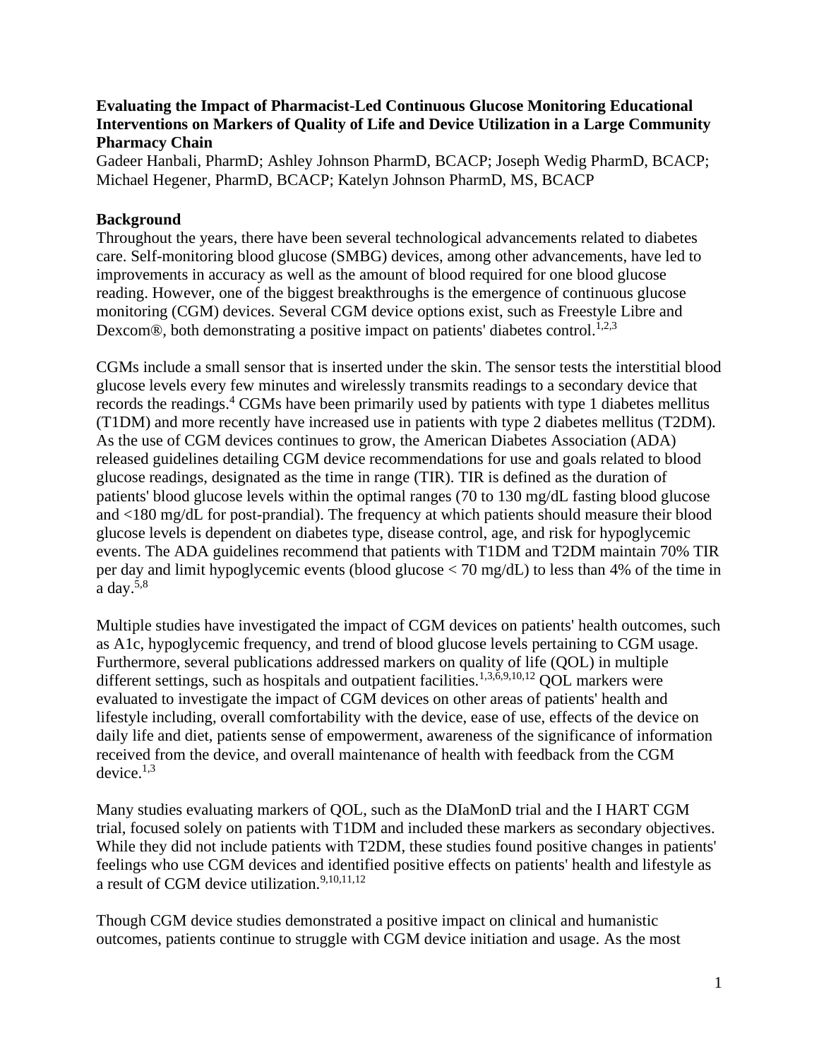**Evaluating the Impact of Pharmacist-Led Continuous Glucose Monitoring Educational Interventions on Markers of Quality of Life and Device Utilization in a Large Community Pharmacy Chain**

Gadeer Hanbali, PharmD; Ashley Johnson PharmD, BCACP; Joseph Wedig PharmD, BCACP; Michael Hegener, PharmD, BCACP; Katelyn Johnson PharmD, MS, BCACP

## Background

Throughout the years, there have been several technological advancements related to diabetes care. Self-monitoring blood glucose (SMBG) devices, among other advancements, have led to improvements in accuracy as well as the amount of blood required for one blood glucose reading. However, one of the biggest breakthroughs is the emergence of continuous glucose monitoring (CGM) devices. Several CGM device options exist, such as Freestyle Libre and Dexcom®, both demonstrating a positive impact on patients' diabetes control.[1,2,3]

CGMs include a small sensor that is inserted under the skin. The sensor tests the interstitial blood glucose levels every few minutes and wirelessly transmits readings to a secondary device that records the readings.[4] CGMs have been primarily used by patients with type 1 diabetes mellitus (T1DM) and more recently have increased use in patients with type 2 diabetes mellitus (T2DM). As the use of CGM devices continues to grow, the American Diabetes Association (ADA) released guidelines detailing CGM device recommendations for use and goals related to blood glucose readings, designated as the time in range (TIR). TIR is defined as the duration of patients' blood glucose levels within the optimal ranges (70 to 130 mg/dL fasting blood glucose and <180 mg/dL for post-prandial). The frequency at which patients should measure their blood glucose levels is dependent on diabetes type, disease control, age, and risk for hypoglycemic events. The ADA guidelines recommend that patients with T1DM and T2DM maintain 70% TIR per day and limit hypoglycemic events (blood glucose < 70 mg/dL) to less than 4% of the time in a day.[5,8]

Multiple studies have investigated the impact of CGM devices on patients' health outcomes, such as A1c, hypoglycemic frequency, and trend of blood glucose levels pertaining to CGM usage. Furthermore, several publications addressed markers on quality of life (QOL) in multiple different settings, such as hospitals and outpatient facilities.[1,3,6,9,10,12] QOL markers were evaluated to investigate the impact of CGM devices on other areas of patients' health and lifestyle including, overall comfortability with the device, ease of use, effects of the device on daily life and diet, patients sense of empowerment, awareness of the significance of information received from the device, and overall maintenance of health with feedback from the CGM device.[1,3]

Many studies evaluating markers of QOL, such as the DIaMonD trial and the I HART CGM trial, focused solely on patients with T1DM and included these markers as secondary objectives. While they did not include patients with T2DM, these studies found positive changes in patients' feelings who use CGM devices and identified positive effects on patients' health and lifestyle as a result of CGM device utilization.[9,10,11,12]

Though CGM device studies demonstrated a positive impact on clinical and humanistic outcomes, patients continue to struggle with CGM device initiation and usage. As the most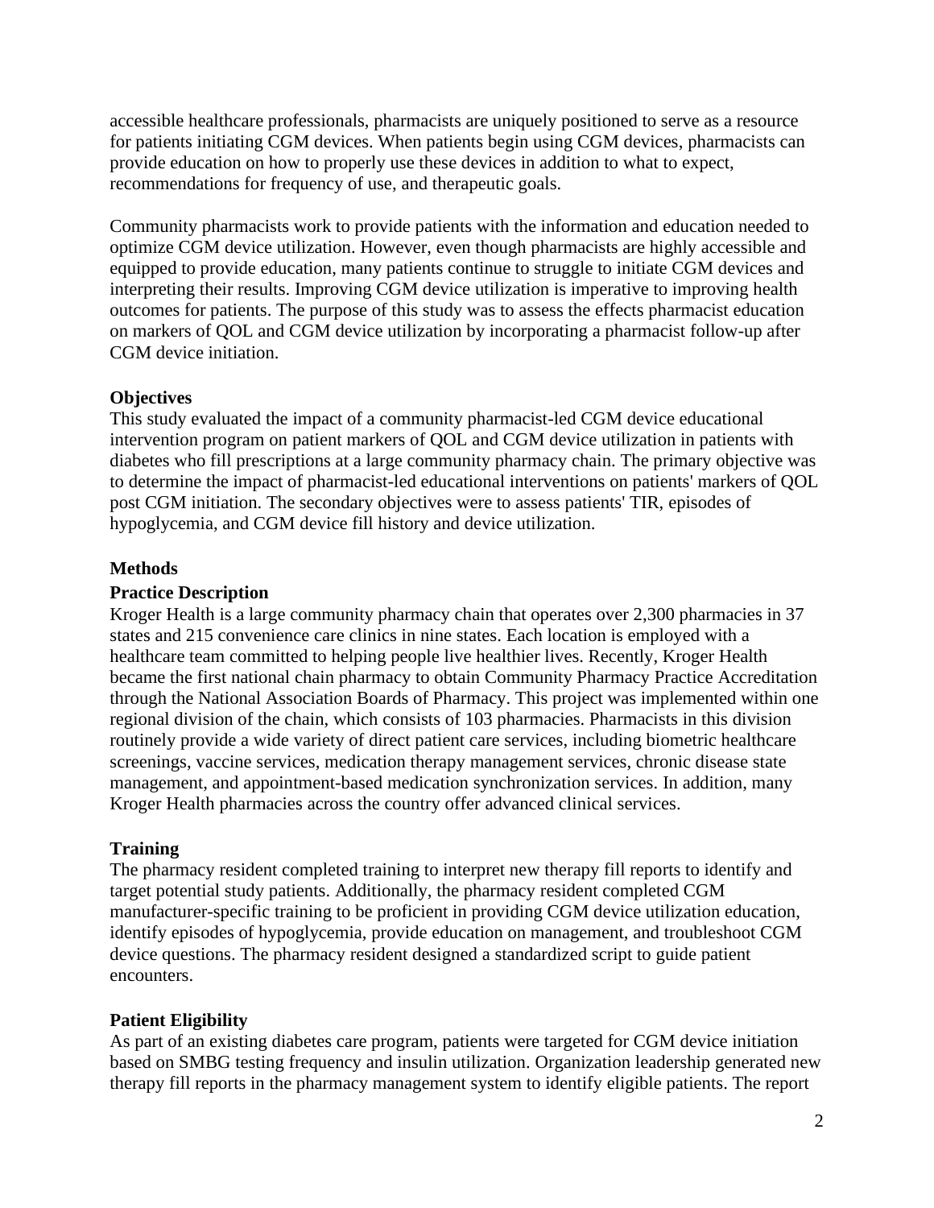accessible healthcare professionals, pharmacists are uniquely positioned to serve as a resource for patients initiating CGM devices. When patients begin using CGM devices, pharmacists can provide education on how to properly use these devices in addition to what to expect, recommendations for frequency of use, and therapeutic goals.

Community pharmacists work to provide patients with the information and education needed to optimize CGM device utilization. However, even though pharmacists are highly accessible and equipped to provide education, many patients continue to struggle to initiate CGM devices and interpreting their results. Improving CGM device utilization is imperative to improving health outcomes for patients. The purpose of this study was to assess the effects pharmacist education on markers of QOL and CGM device utilization by incorporating a pharmacist follow-up after CGM device initiation.

**Objectives**

This study evaluated the impact of a community pharmacist-led CGM device educational intervention program on patient markers of QOL and CGM device utilization in patients with diabetes who fill prescriptions at a large community pharmacy chain. The primary objective was to determine the impact of pharmacist-led educational interventions on patients' markers of QOL post CGM initiation. The secondary objectives were to assess patients' TIR, episodes of hypoglycemia, and CGM device fill history and device utilization.

**Methods**

**Practice Description**

Kroger Health is a large community pharmacy chain that operates over 2,300 pharmacies in 37 states and 215 convenience care clinics in nine states. Each location is employed with a healthcare team committed to helping people live healthier lives. Recently, Kroger Health became the first national chain pharmacy to obtain Community Pharmacy Practice Accreditation through the National Association Boards of Pharmacy. This project was implemented within one regional division of the chain, which consists of 103 pharmacies. Pharmacists in this division routinely provide a wide variety of direct patient care services, including biometric healthcare screenings, vaccine services, medication therapy management services, chronic disease state management, and appointment-based medication synchronization services. In addition, many Kroger Health pharmacies across the country offer advanced clinical services.

**Training**

The pharmacy resident completed training to interpret new therapy fill reports to identify and target potential study patients. Additionally, the pharmacy resident completed CGM manufacturer-specific training to be proficient in providing CGM device utilization education, identify episodes of hypoglycemia, provide education on management, and troubleshoot CGM device questions. The pharmacy resident designed a standardized script to guide patient encounters.

**Patient Eligibility**

As part of an existing diabetes care program, patients were targeted for CGM device initiation based on SMBG testing frequency and insulin utilization. Organization leadership generated new therapy fill reports in the pharmacy management system to identify eligible patients. The report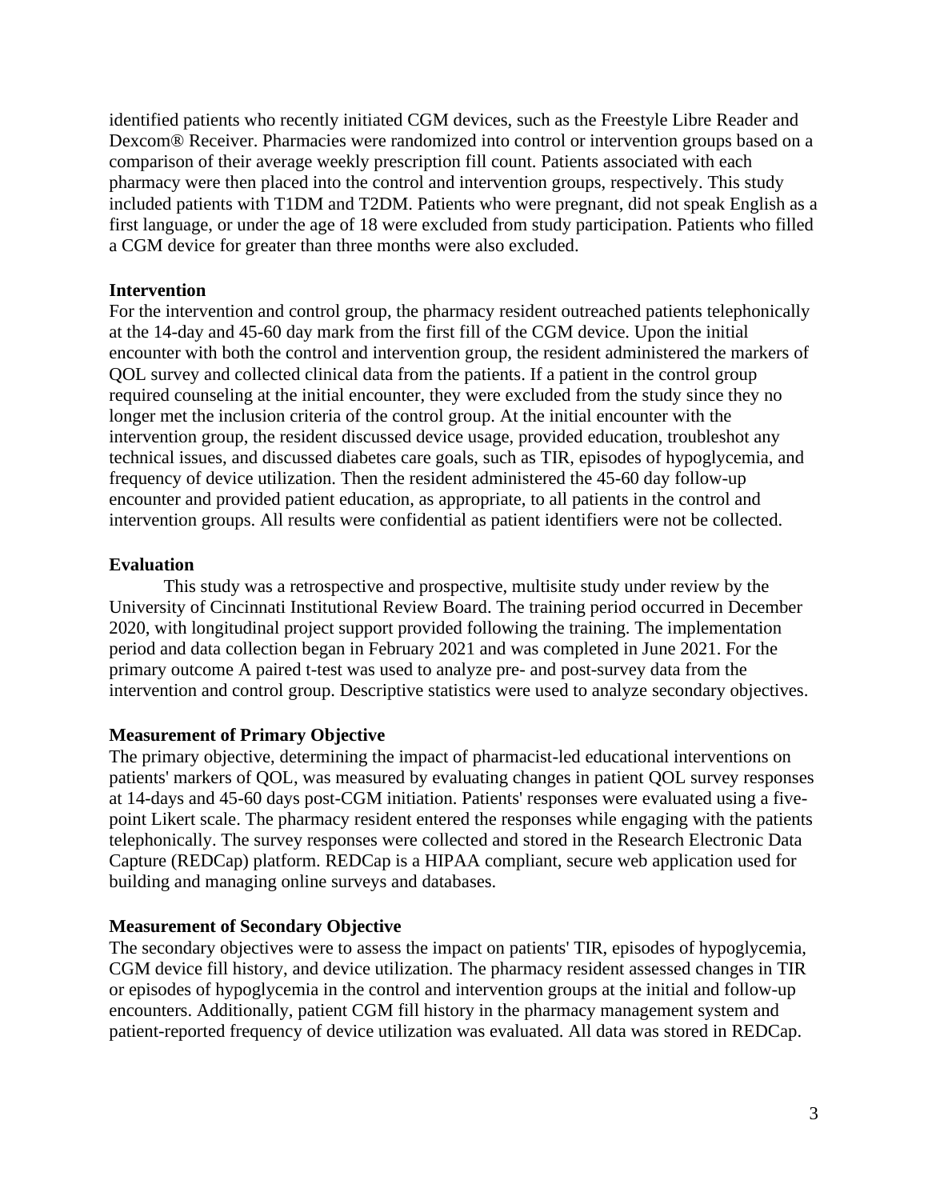identified patients who recently initiated CGM devices, such as the Freestyle Libre Reader and Dexcom® Receiver. Pharmacies were randomized into control or intervention groups based on a comparison of their average weekly prescription fill count. Patients associated with each pharmacy were then placed into the control and intervention groups, respectively. This study included patients with T1DM and T2DM. Patients who were pregnant, did not speak English as a first language, or under the age of 18 were excluded from study participation. Patients who filled a CGM device for greater than three months were also excluded.

**Intervention**

For the intervention and control group, the pharmacy resident outreached patients telephonically at the 14-day and 45-60 day mark from the first fill of the CGM device. Upon the initial encounter with both the control and intervention group, the resident administered the markers of QOL survey and collected clinical data from the patients. If a patient in the control group required counseling at the initial encounter, they were excluded from the study since they no longer met the inclusion criteria of the control group. At the initial encounter with the intervention group, the resident discussed device usage, provided education, troubleshot any technical issues, and discussed diabetes care goals, such as TIR, episodes of hypoglycemia, and frequency of device utilization. Then the resident administered the 45-60 day follow-up encounter and provided patient education, as appropriate, to all patients in the control and intervention groups. All results were confidential as patient identifiers were not be collected.

**Evaluation**

This study was a retrospective and prospective, multisite study under review by the University of Cincinnati Institutional Review Board. The training period occurred in December 2020, with longitudinal project support provided following the training. The implementation period and data collection began in February 2021 and was completed in June 2021. For the primary outcome A paired t-test was used to analyze pre- and post-survey data from the intervention and control group. Descriptive statistics were used to analyze secondary objectives.

**Measurement of Primary Objective**

The primary objective, determining the impact of pharmacist-led educational interventions on patients' markers of QOL, was measured by evaluating changes in patient QOL survey responses at 14-days and 45-60 days post-CGM initiation. Patients' responses were evaluated using a five-point Likert scale. The pharmacy resident entered the responses while engaging with the patients telephonically. The survey responses were collected and stored in the Research Electronic Data Capture (REDCap) platform. REDCap is a HIPAA compliant, secure web application used for building and managing online surveys and databases.

**Measurement of Secondary Objective**

The secondary objectives were to assess the impact on patients' TIR, episodes of hypoglycemia, CGM device fill history, and device utilization. The pharmacy resident assessed changes in TIR or episodes of hypoglycemia in the control and intervention groups at the initial and follow-up encounters. Additionally, patient CGM fill history in the pharmacy management system and patient-reported frequency of device utilization was evaluated. All data was stored in REDCap.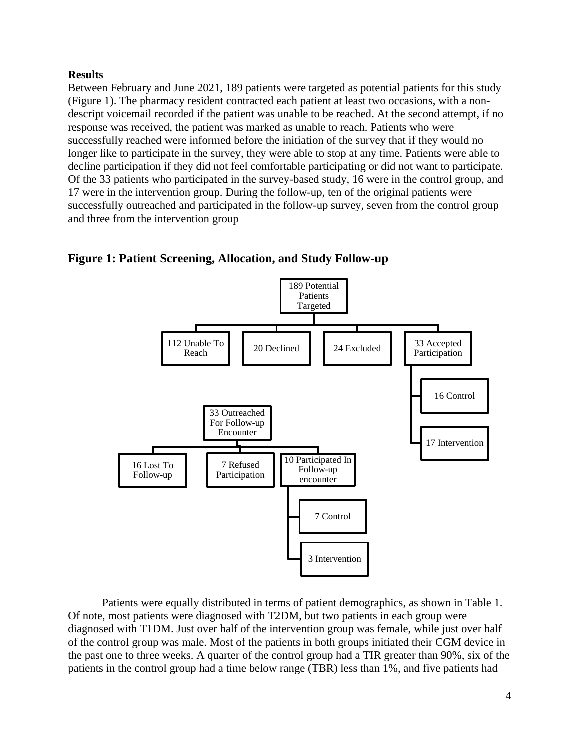**Results**

Between February and June 2021, 189 patients were targeted as potential patients for this study (Figure 1). The pharmacy resident contracted each patient at least two occasions, with a non-descript voicemail recorded if the patient was unable to be reached. At the second attempt, if no response was received, the patient was marked as unable to reach. Patients who were successfully reached were informed before the initiation of the survey that if they would no longer like to participate in the survey, they were able to stop at any time. Patients were able to decline participation if they did not feel comfortable participating or did not want to participate. Of the 33 patients who participated in the survey-based study, 16 were in the control group, and 17 were in the intervention group. During the follow-up, ten of the original patients were successfully outreached and participated in the follow-up survey, seven from the control group and three from the intervention group

**Figure 1: Patient Screening, Allocation, and Study Follow-up**

- 189 Potential Patients Targeted
  - 112 Unable To Reach
  - 20 Declined
  - 24 Excluded
  - 33 Accepted Participation
    - 16 Control
    - 17 Intervention
- 33 Outreached For Follow-up Encounter
  - 16 Lost To Follow-up
  - 7 Refused Participation
  - 10 Participated In Follow-up encounter
    - 7 Control
    - 3 Intervention

Patients were equally distributed in terms of patient demographics, as shown in Table 1. Of note, most patients were diagnosed with T2DM, but two patients in each group were diagnosed with T1DM. Just over half of the intervention group was female, while just over half of the control group was male. Most of the patients in both groups initiated their CGM device in the past one to three weeks. A quarter of the control group had a TIR greater than 90%, six of the patients in the control group had a time below range (TBR) less than 1%, and five patients had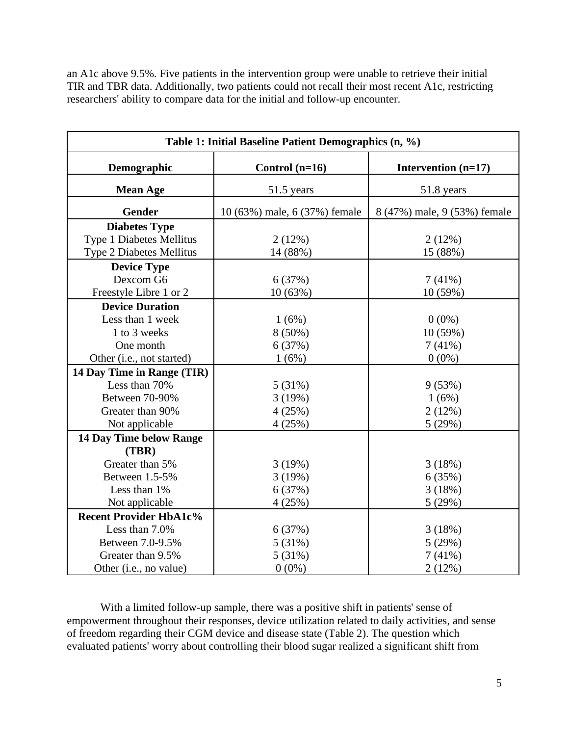an A1c above 9.5%. Five patients in the intervention group were unable to retrieve their initial TIR and TBR data. Additionally, two patients could not recall their most recent A1c, restricting researchers' ability to compare data for the initial and follow-up encounter.

| **Table 1: Initial Baseline Patient Demographics (n, %)** | | |
|---|---|---|
| **Demographic** | **Control (n=16)** | **Intervention (n=17)** |
| **Mean Age** | 51.5 years | 51.8 years |
| **Gender** | 10 (63%) male, 6 (37%) female | 8 (47%) male, 9 (53%) female |
| **Diabetes Type** | | |
| Type 1 Diabetes Mellitus | 2 (12%) | 2 (12%) |
| Type 2 Diabetes Mellitus | 14 (88%) | 15 (88%) |
| **Device Type** | | |
| Dexcom G6 | 6 (37%) | 7 (41%) |
| Freestyle Libre 1 or 2 | 10 (63%) | 10 (59%) |
| **Device Duration** | | |
| Less than 1 week | 1 (6%) | 0 (0%) |
| 1 to 3 weeks | 8 (50%) | 10 (59%) |
| One month | 6 (37%) | 7 (41%) |
| Other (i.e., not started) | 1 (6%) | 0 (0%) |
| **14 Day Time in Range (TIR)** | | |
| Less than 70% | 5 (31%) | 9 (53%) |
| Between 70-90% | 3 (19%) | 1 (6%) |
| Greater than 90% | 4 (25%) | 2 (12%) |
| Not applicable | 4 (25%) | 5 (29%) |
| **14 Day Time below Range (TBR)** | | |
| Greater than 5% | 3 (19%) | 3 (18%) |
| Between 1.5-5% | 3 (19%) | 6 (35%) |
| Less than 1% | 6 (37%) | 3 (18%) |
| Not applicable | 4 (25%) | 5 (29%) |
| **Recent Provider HbA1c%** | | |
| Less than 7.0% | 6 (37%) | 3 (18%) |
| Between 7.0-9.5% | 5 (31%) | 5 (29%) |
| Greater than 9.5% | 5 (31%) | 7 (41%) |
| Other (i.e., no value) | 0 (0%) | 2 (12%) |

With a limited follow-up sample, there was a positive shift in patients' sense of empowerment throughout their responses, device utilization related to daily activities, and sense of freedom regarding their CGM device and disease state (Table 2). The question which evaluated patients' worry about controlling their blood sugar realized a significant shift from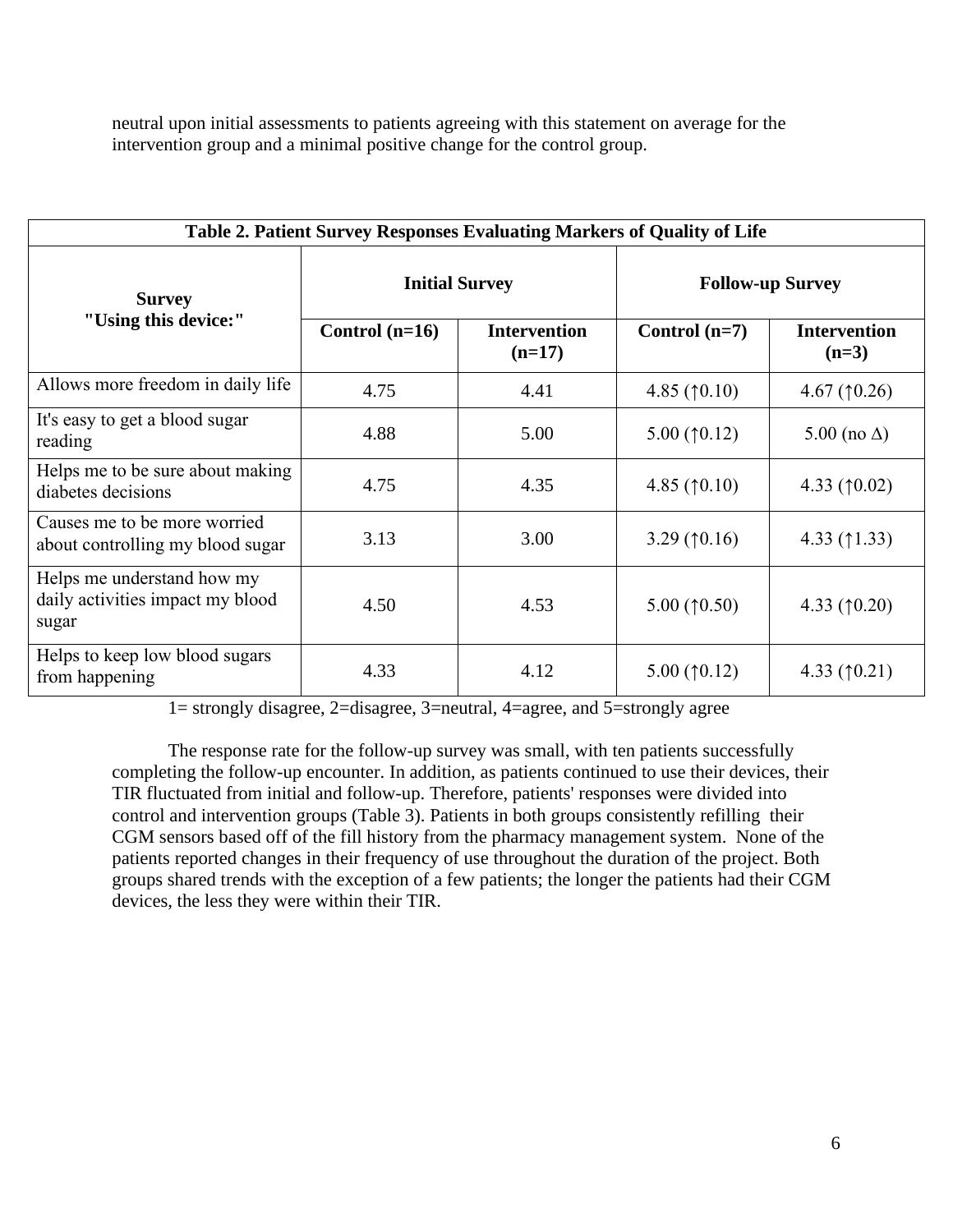neutral upon initial assessments to patients agreeing with this statement on average for the intervention group and a minimal positive change for the control group.

**Table 2. Patient Survey Responses Evaluating Markers of Quality of Life**

| Survey "Using this device:" | Initial Survey | | Follow-up Survey | |
|---|---|---|---|---|
| | **Control (n=16)** | **Intervention (n=17)** | **Control (n=7)** | **Intervention (n=3)** |
| Allows more freedom in daily life | 4.75 | 4.41 | 4.85 (↑0.10) | 4.67 (↑0.26) |
| It's easy to get a blood sugar reading | 4.88 | 5.00 | 5.00 (↑0.12) | 5.00 (no Δ) |
| Helps me to be sure about making diabetes decisions | 4.75 | 4.35 | 4.85 (↑0.10) | 4.33 (↑0.02) |
| Causes me to be more worried about controlling my blood sugar | 3.13 | 3.00 | 3.29 (↑0.16) | 4.33 (↑1.33) |
| Helps me understand how my daily activities impact my blood sugar | 4.50 | 4.53 | 5.00 (↑0.50) | 4.33 (↑0.20) |
| Helps to keep low blood sugars from happening | 4.33 | 4.12 | 5.00 (↑0.12) | 4.33 (↑0.21) |

1= strongly disagree, 2=disagree, 3=neutral, 4=agree, and 5=strongly agree

The response rate for the follow-up survey was small, with ten patients successfully completing the follow-up encounter. In addition, as patients continued to use their devices, their TIR fluctuated from initial and follow-up. Therefore, patients' responses were divided into control and intervention groups (Table 3). Patients in both groups consistently refilling their CGM sensors based off of the fill history from the pharmacy management system. None of the patients reported changes in their frequency of use throughout the duration of the project. Both groups shared trends with the exception of a few patients; the longer the patients had their CGM devices, the less they were within their TIR.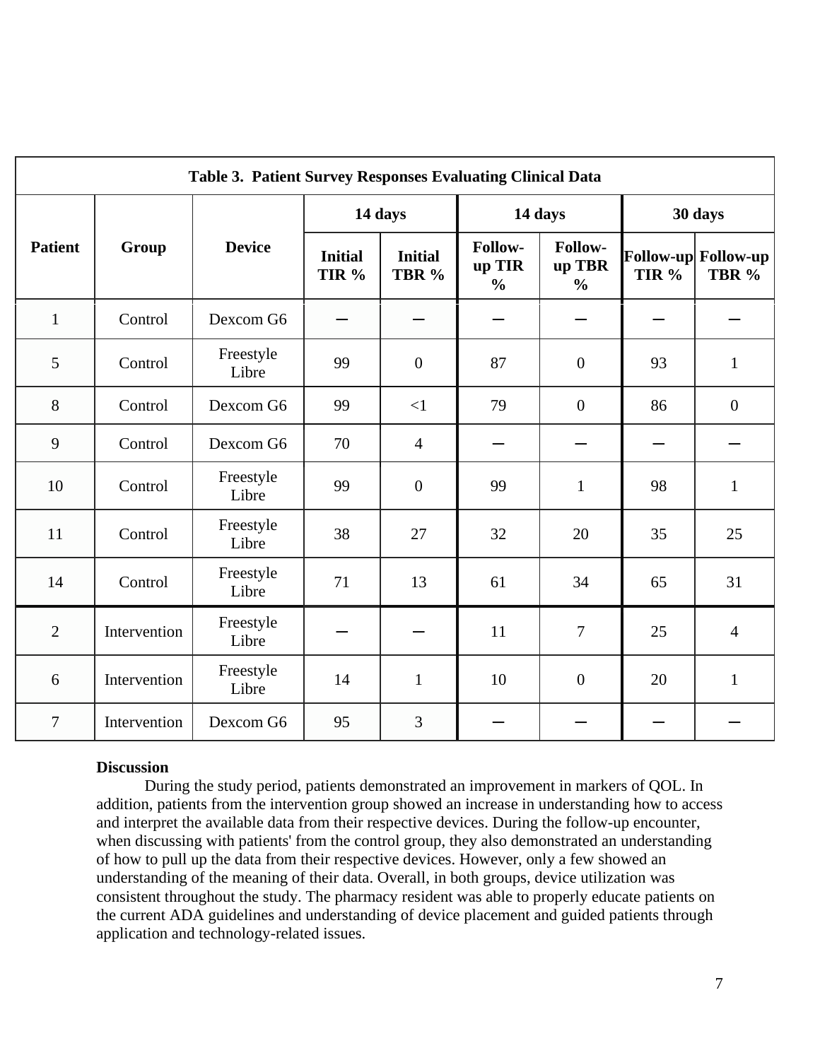| Table 3. Patient Survey Responses Evaluating Clinical Data | | | | | | | | |
|---|---|---|---|---|---|---|---|---|
| Patient | Group | Device | 14 days | | 14 days | | 30 days | |
| | | | Initial TIR % | Initial TBR % | Follow-up TIR % | Follow-up TBR % | Follow-up TIR % | Follow-up TBR % |
| 1 | Control | Dexcom G6 | – | – | – | – | – | – |
| 5 | Control | Freestyle Libre | 99 | 0 | 87 | 0 | 93 | 1 |
| 8 | Control | Dexcom G6 | 99 | <1 | 79 | 0 | 86 | 0 |
| 9 | Control | Dexcom G6 | 70 | 4 | – | – | – | – |
| 10 | Control | Freestyle Libre | 99 | 0 | 99 | 1 | 98 | 1 |
| 11 | Control | Freestyle Libre | 38 | 27 | 32 | 20 | 35 | 25 |
| 14 | Control | Freestyle Libre | 71 | 13 | 61 | 34 | 65 | 31 |
| 2 | Intervention | Freestyle Libre | – | – | 11 | 7 | 25 | 4 |
| 6 | Intervention | Freestyle Libre | 14 | 1 | 10 | 0 | 20 | 1 |
| 7 | Intervention | Dexcom G6 | 95 | 3 | – | – | – | – |

**Discussion**

During the study period, patients demonstrated an improvement in markers of QOL. In addition, patients from the intervention group showed an increase in understanding how to access and interpret the available data from their respective devices. During the follow-up encounter, when discussing with patients' from the control group, they also demonstrated an understanding of how to pull up the data from their respective devices. However, only a few showed an understanding of the meaning of their data. Overall, in both groups, device utilization was consistent throughout the study. The pharmacy resident was able to properly educate patients on the current ADA guidelines and understanding of device placement and guided patients through application and technology-related issues.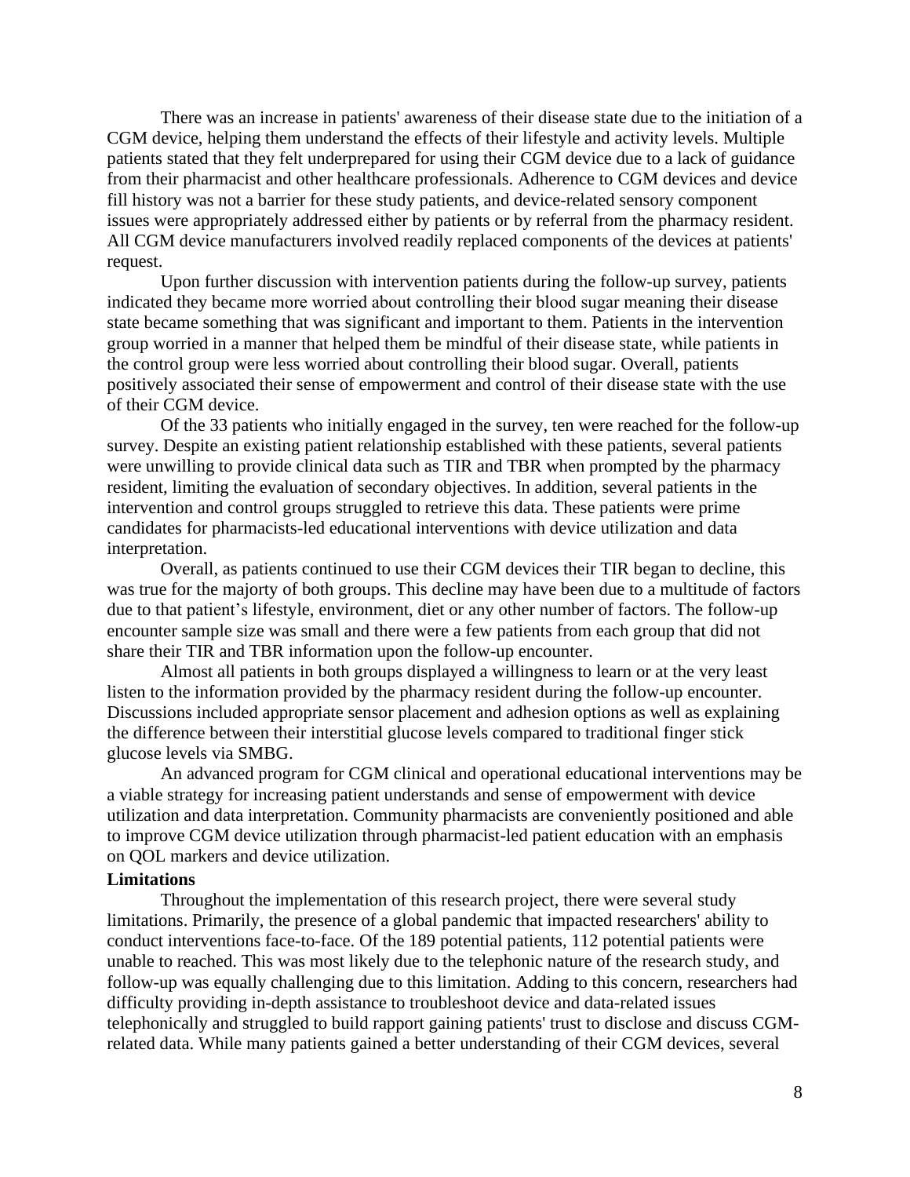There was an increase in patients' awareness of their disease state due to the initiation of a CGM device, helping them understand the effects of their lifestyle and activity levels. Multiple patients stated that they felt underprepared for using their CGM device due to a lack of guidance from their pharmacist and other healthcare professionals. Adherence to CGM devices and device fill history was not a barrier for these study patients, and device-related sensory component issues were appropriately addressed either by patients or by referral from the pharmacy resident. All CGM device manufacturers involved readily replaced components of the devices at patients' request.

Upon further discussion with intervention patients during the follow-up survey, patients indicated they became more worried about controlling their blood sugar meaning their disease state became something that was significant and important to them. Patients in the intervention group worried in a manner that helped them be mindful of their disease state, while patients in the control group were less worried about controlling their blood sugar. Overall, patients positively associated their sense of empowerment and control of their disease state with the use of their CGM device.

Of the 33 patients who initially engaged in the survey, ten were reached for the follow-up survey. Despite an existing patient relationship established with these patients, several patients were unwilling to provide clinical data such as TIR and TBR when prompted by the pharmacy resident, limiting the evaluation of secondary objectives. In addition, several patients in the intervention and control groups struggled to retrieve this data. These patients were prime candidates for pharmacists-led educational interventions with device utilization and data interpretation.

Overall, as patients continued to use their CGM devices their TIR began to decline, this was true for the majorty of both groups. This decline may have been due to a multitude of factors due to that patient's lifestyle, environment, diet or any other number of factors. The follow-up encounter sample size was small and there were a few patients from each group that did not share their TIR and TBR information upon the follow-up encounter.

Almost all patients in both groups displayed a willingness to learn or at the very least listen to the information provided by the pharmacy resident during the follow-up encounter. Discussions included appropriate sensor placement and adhesion options as well as explaining the difference between their interstitial glucose levels compared to traditional finger stick glucose levels via SMBG.

An advanced program for CGM clinical and operational educational interventions may be a viable strategy for increasing patient understands and sense of empowerment with device utilization and data interpretation. Community pharmacists are conveniently positioned and able to improve CGM device utilization through pharmacist-led patient education with an emphasis on QOL markers and device utilization.

**Limitations**

Throughout the implementation of this research project, there were several study limitations. Primarily, the presence of a global pandemic that impacted researchers' ability to conduct interventions face-to-face. Of the 189 potential patients, 112 potential patients were unable to reached. This was most likely due to the telephonic nature of the research study, and follow-up was equally challenging due to this limitation. Adding to this concern, researchers had difficulty providing in-depth assistance to troubleshoot device and data-related issues telephonically and struggled to build rapport gaining patients' trust to disclose and discuss CGM-related data. While many patients gained a better understanding of their CGM devices, several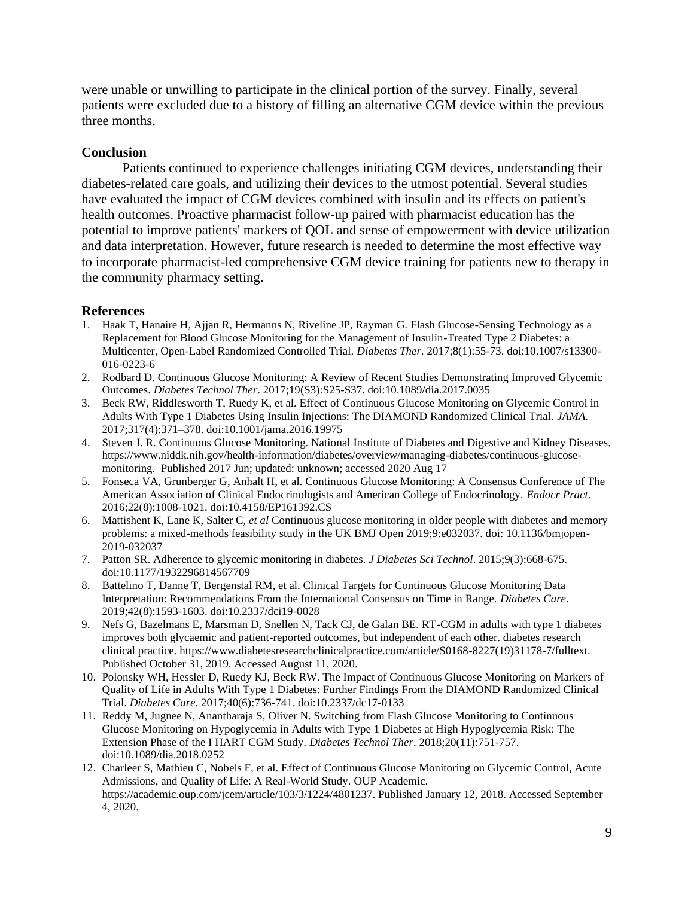were unable or unwilling to participate in the clinical portion of the survey. Finally, several patients were excluded due to a history of filling an alternative CGM device within the previous three months.

## Conclusion

Patients continued to experience challenges initiating CGM devices, understanding their diabetes-related care goals, and utilizing their devices to the utmost potential. Several studies have evaluated the impact of CGM devices combined with insulin and its effects on patient's health outcomes. Proactive pharmacist follow-up paired with pharmacist education has the potential to improve patients' markers of QOL and sense of empowerment with device utilization and data interpretation. However, future research is needed to determine the most effective way to incorporate pharmacist-led comprehensive CGM device training for patients new to therapy in the community pharmacy setting.

## References

1. Haak T, Hanaire H, Ajjan R, Hermanns N, Riveline JP, Rayman G. Flash Glucose-Sensing Technology as a Replacement for Blood Glucose Monitoring for the Management of Insulin-Treated Type 2 Diabetes: a Multicenter, Open-Label Randomized Controlled Trial. *Diabetes Ther.* 2017;8(1):55-73. doi:10.1007/s13300-016-0223-6
2. Rodbard D. Continuous Glucose Monitoring: A Review of Recent Studies Demonstrating Improved Glycemic Outcomes. *Diabetes Technol Ther*. 2017;19(S3):S25-S37. doi:10.1089/dia.2017.0035
3. Beck RW, Riddlesworth T, Ruedy K, et al. Effect of Continuous Glucose Monitoring on Glycemic Control in Adults With Type 1 Diabetes Using Insulin Injections: The DIAMOND Randomized Clinical Trial. *JAMA.* 2017;317(4):371–378. doi:10.1001/jama.2016.19975
4. Steven J. R. Continuous Glucose Monitoring. National Institute of Diabetes and Digestive and Kidney Diseases. https://www.niddk.nih.gov/health-information/diabetes/overview/managing-diabetes/continuous-glucose-monitoring. Published 2017 Jun; updated: unknown; accessed 2020 Aug 17
5. Fonseca VA, Grunberger G, Anhalt H, et al. Continuous Glucose Monitoring: A Consensus Conference of The American Association of Clinical Endocrinologists and American College of Endocrinology. *Endocr Pract*. 2016;22(8):1008-1021. doi:10.4158/EP161392.CS
6. Mattishent K, Lane K, Salter C, *et al* Continuous glucose monitoring in older people with diabetes and memory problems: a mixed-methods feasibility study in the UK BMJ Open 2019;9:e032037. doi: 10.1136/bmjopen-2019-032037
7. Patton SR. Adherence to glycemic monitoring in diabetes. *J Diabetes Sci Technol*. 2015;9(3):668-675. doi:10.1177/1932296814567709
8. Battelino T, Danne T, Bergenstal RM, et al. Clinical Targets for Continuous Glucose Monitoring Data Interpretation: Recommendations From the International Consensus on Time in Range. *Diabetes Care*. 2019;42(8):1593-1603. doi:10.2337/dci19-0028
9. Nefs G, Bazelmans E, Marsman D, Snellen N, Tack CJ, de Galan BE. RT-CGM in adults with type 1 diabetes improves both glycaemic and patient-reported outcomes, but independent of each other. diabetes research clinical practice. https://www.diabetesresearchclinicalpractice.com/article/S0168-8227(19)31178-7/fulltext. Published October 31, 2019. Accessed August 11, 2020.
10. Polonsky WH, Hessler D, Ruedy KJ, Beck RW. The Impact of Continuous Glucose Monitoring on Markers of Quality of Life in Adults With Type 1 Diabetes: Further Findings From the DIAMOND Randomized Clinical Trial. *Diabetes Care*. 2017;40(6):736-741. doi:10.2337/dc17-0133
11. Reddy M, Jugnee N, Anantharaja S, Oliver N. Switching from Flash Glucose Monitoring to Continuous Glucose Monitoring on Hypoglycemia in Adults with Type 1 Diabetes at High Hypoglycemia Risk: The Extension Phase of the I HART CGM Study. *Diabetes Technol Ther*. 2018;20(11):751-757. doi:10.1089/dia.2018.0252
12. Charleer S, Mathieu C, Nobels F, et al. Effect of Continuous Glucose Monitoring on Glycemic Control, Acute Admissions, and Quality of Life: A Real-World Study. OUP Academic. https://academic.oup.com/jcem/article/103/3/1224/4801237. Published January 12, 2018. Accessed September 4, 2020.